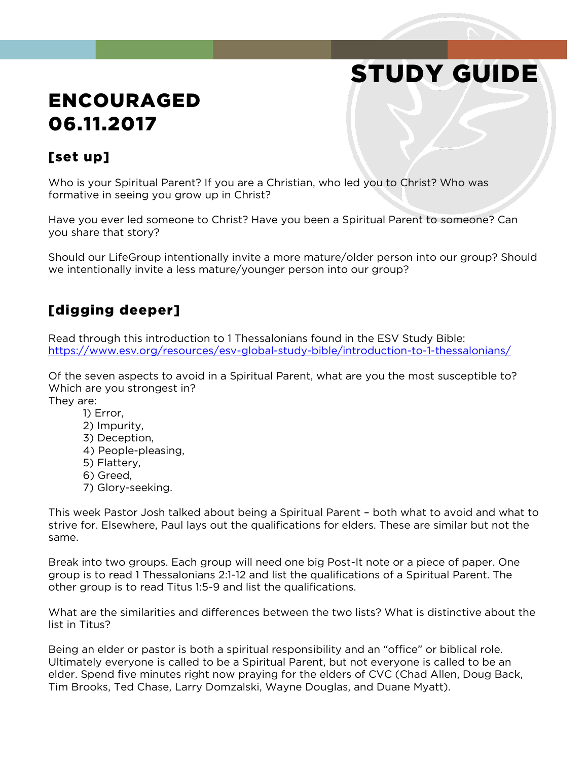# STUDY GUIDE

## ENCOURAGED
## 06.11.2017

### [set up]

Who is your Spiritual Parent? If you are a Christian, who led you to Christ? Who was formative in seeing you grow up in Christ?

Have you ever led someone to Christ? Have you been a Spiritual Parent to someone? Can you share that story?

Should our LifeGroup intentionally invite a more mature/older person into our group? Should we intentionally invite a less mature/younger person into our group?

### [digging deeper]

Read through this introduction to 1 Thessalonians found in the ESV Study Bible: [https://www.esv.org/resources/esv-global-study-bible/introduction-to-1-thessalonians/](https://www.esv.org/resources/esv-global-study-bible/introduction-to-1-thessalonians/)

Of the seven aspects to avoid in a Spiritual Parent, what are you the most susceptible to? Which are you strongest in?

They are:

1) Error,
2) Impurity,
3) Deception,
4) People-pleasing,
5) Flattery,
6) Greed,
7) Glory-seeking.

This week Pastor Josh talked about being a Spiritual Parent – both what to avoid and what to strive for. Elsewhere, Paul lays out the qualifications for elders. These are similar but not the same.

Break into two groups. Each group will need one big Post-It note or a piece of paper. One group is to read 1 Thessalonians 2:1-12 and list the qualifications of a Spiritual Parent. The other group is to read Titus 1:5-9 and list the qualifications.

What are the similarities and differences between the two lists? What is distinctive about the list in Titus?

Being an elder or pastor is both a spiritual responsibility and an "office" or biblical role. Ultimately everyone is called to be a Spiritual Parent, but not everyone is called to be an elder. Spend five minutes right now praying for the elders of CVC (Chad Allen, Doug Back, Tim Brooks, Ted Chase, Larry Domzalski, Wayne Douglas, and Duane Myatt).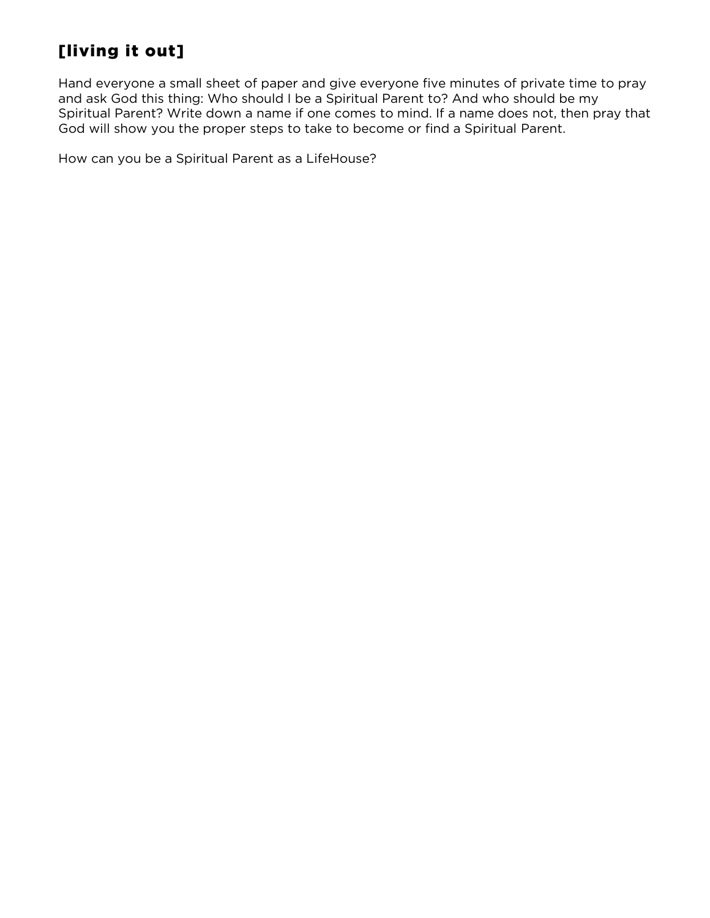## [living it out]

Hand everyone a small sheet of paper and give everyone five minutes of private time to pray and ask God this thing: Who should I be a Spiritual Parent to? And who should be my Spiritual Parent? Write down a name if one comes to mind. If a name does not, then pray that God will show you the proper steps to take to become or find a Spiritual Parent.

How can you be a Spiritual Parent as a LifeHouse?